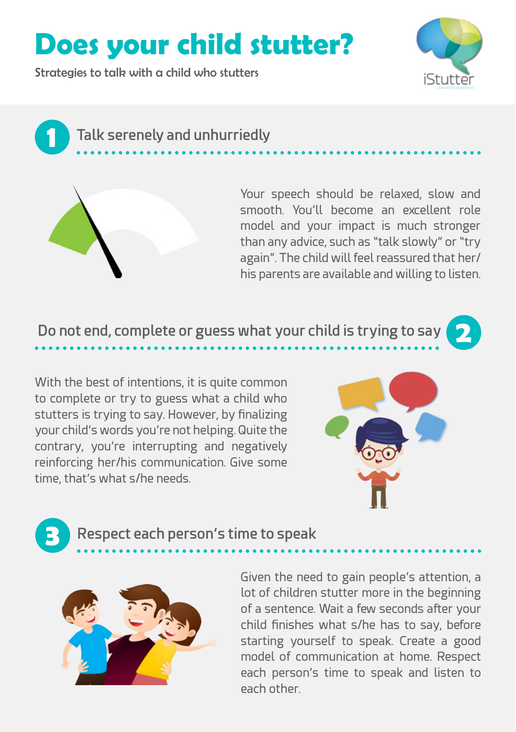# Does your child stutter?

Strategies to talk with a child who stutters

iStutter

## 1 Talk serenely and unhurriedly

Your speech should be relaxed, slow and smooth. You'll become an excellent role model and your impact is much stronger than any advice, such as "talk slowly" or "try again". The child will feel reassured that her/his parents are available and willing to listen.

## 2 Do not end, complete or guess what your child is trying to say

With the best of intentions, it is quite common to complete or try to guess what a child who stutters is trying to say. However, by finalizing your child's words you're not helping. Quite the contrary, you're interrupting and negatively reinforcing her/his communication. Give some time, that's what s/he needs.

## 3 Respect each person's time to speak

Given the need to gain people's attention, a lot of children stutter more in the beginning of a sentence. Wait a few seconds after your child finishes what s/he has to say, before starting yourself to speak. Create a good model of communication at home. Respect each person's time to speak and listen to each other.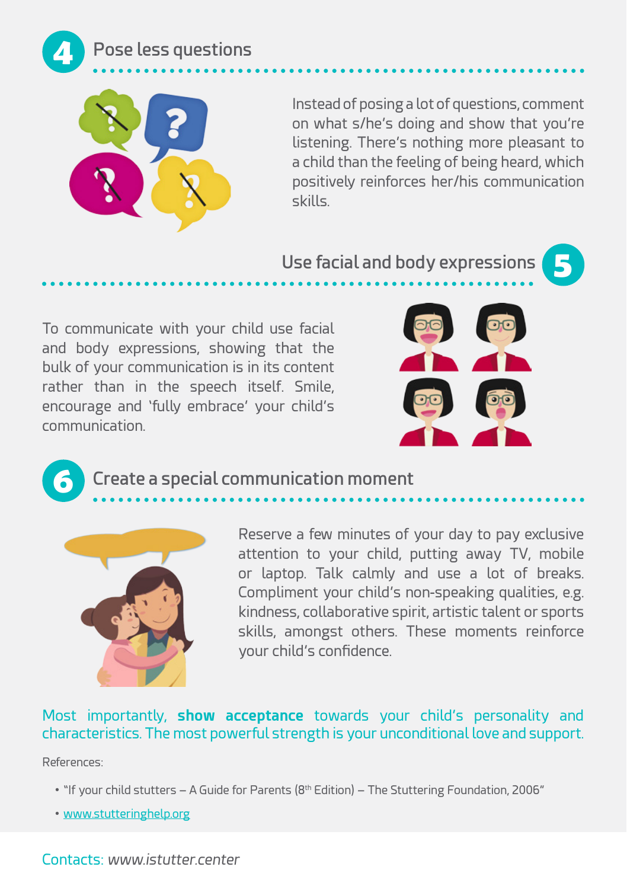## 4 Pose less questions

Instead of posing a lot of questions, comment on what s/he's doing and show that you're listening. There's nothing more pleasant to a child than the feeling of being heard, which positively reinforces her/his communication skills.

## 5 Use facial and body expressions

To communicate with your child use facial and body expressions, showing that the bulk of your communication is in its content rather than in the speech itself. Smile, encourage and 'fully embrace' your child's communication.

## 6 Create a special communication moment

Reserve a few minutes of your day to pay exclusive attention to your child, putting away TV, mobile or laptop. Talk calmly and use a lot of breaks. Compliment your child's non-speaking qualities, e.g. kindness, collaborative spirit, artistic talent or sports skills, amongst others. These moments reinforce your child's confidence.

Most importantly, **show acceptance** towards your child's personality and characteristics. The most powerful strength is your unconditional love and support.

References:

- "If your child stutters – A Guide for Parents (8th Edition) – The Stuttering Foundation, 2006"
- www.stutteringhelp.org

Contacts: *www.istutter.center*